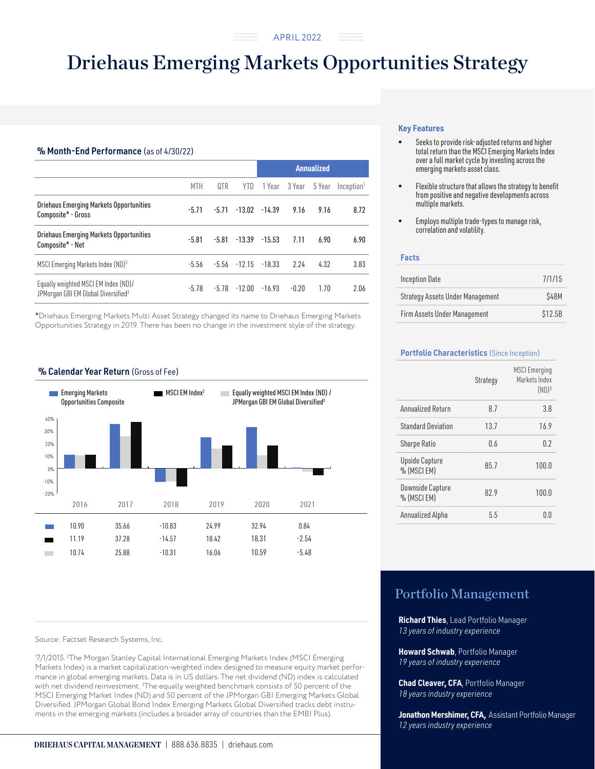APRIL 2022

# Driehaus Emerging Markets Opportunities Strategy

## % Month-End Performance (as of 4/30/22)

| | | | | Annualized | | | |
|---|---|---|---|---|---|---|---|
| | MTH | QTR | YTD | 1 Year | 3 Year | 5 Year | Inception[1] |
| **Driehaus Emerging Markets Opportunities Composite* - Gross** | -5.71 | -5.71 | -13.02 | -14.39 | 9.16 | 9.16 | 8.72 |
| **Driehaus Emerging Markets Opportunities Composite* - Net** | -5.81 | -5.81 | -13.39 | -15.53 | 7.11 | 6.90 | 6.90 |
| MSCI Emerging Markets Index (ND)[2] | -5.56 | -5.56 | -12.15 | -18.33 | 2.24 | 4.32 | 3.83 |
| Equally weighted MSCI EM Index (ND)/ JPMorgan GBI EM Global Diversified[3] | -5.78 | -5.78 | -12.00 | -16.93 | -0.20 | 1.70 | 2.06 |

*Driehaus Emerging Markets Multi Asset Strategy changed its name to Driehaus Emerging Markets Opportunities Strategy in 2019. There has been no change in the investment style of the strategy.

## % Calendar Year Return (Gross of Fee)

| | 2016 | 2017 | 2018 | 2019 | 2020 | 2021 |
|---|---|---|---|---|---|---|
| Emerging Markets Opportunities Composite | 10.90 | 35.66 | -10.83 | 24.99 | 32.94 | 0.84 |
| MSCI EM Index[2] | 11.19 | 37.28 | -14.57 | 18.42 | 18.31 | -2.54 |
| Equally weighted MSCI EM Index (ND) / JPMorgan GBI EM Global Diversified[3] | 10.74 | 25.88 | -10.31 | 16.06 | 10.59 | -5.48 |

Source: Factset Research Systems, Inc.

[1]7/1/2015. [2]The Morgan Stanley Capital International Emerging Markets Index (MSCI Emerging Markets Index) is a market capitalization-weighted index designed to measure equity market performance in global emerging markets. Data is in US dollars. The net dividend (ND) index is calculated with net dividend reinvestment. [3]The equally weighted benchmark consists of 50 percent of the MSCI Emerging Market Index (ND) and 50 percent of the JPMorgan GBI Emerging Markets Global Diversified. JPMorgan Global Bond Index Emerging Markets Global Diversified tracks debt instruments in the emerging markets (includes a broader array of countries than the EMBI Plus).

### Key Features

- Seeks to provide risk-adjusted returns and higher total return than the MSCI Emerging Markets Index over a full market cycle by investing across the emerging markets asset class.
- Flexible structure that allows the strategy to benefit from positive and negative developments across multiple markets.
- Employs multiple trade-types to manage risk, correlation and volatility.

### Facts

| | |
|---|---|
| Inception Date | 7/1/15 |
| Strategy Assets Under Management | $48M |
| Firm Assets Under Management | $12.5B |

### Portfolio Characteristics (Since Inception)

| | Strategy | MSCI Emerging Markets Index (ND)[2] |
|---|---|---|
| Annualized Return | 8.7 | 3.8 |
| Standard Deviation | 13.7 | 16.9 |
| Sharpe Ratio | 0.6 | 0.2 |
| Upside Capture % (MSCI EM) | 85.7 | 100.0 |
| Downside Capture % (MSCI EM) | 82.9 | 100.0 |
| Annualized Alpha | 5.5 | 0.0 |

## Portfolio Management

**Richard Thies**, Lead Portfolio Manager
*13 years of industry experience*

**Howard Schwab**, Portfolio Manager
*19 years of industry experience*

**Chad Cleaver, CFA**, Portfolio Manager
*18 years industry experience*

**Jonathon Mershimer, CFA,** Assistant Portfolio Manager
*12 years industry experience*

DRIEHAUS CAPITAL MANAGEMENT | 888.636.8835 | driehaus.com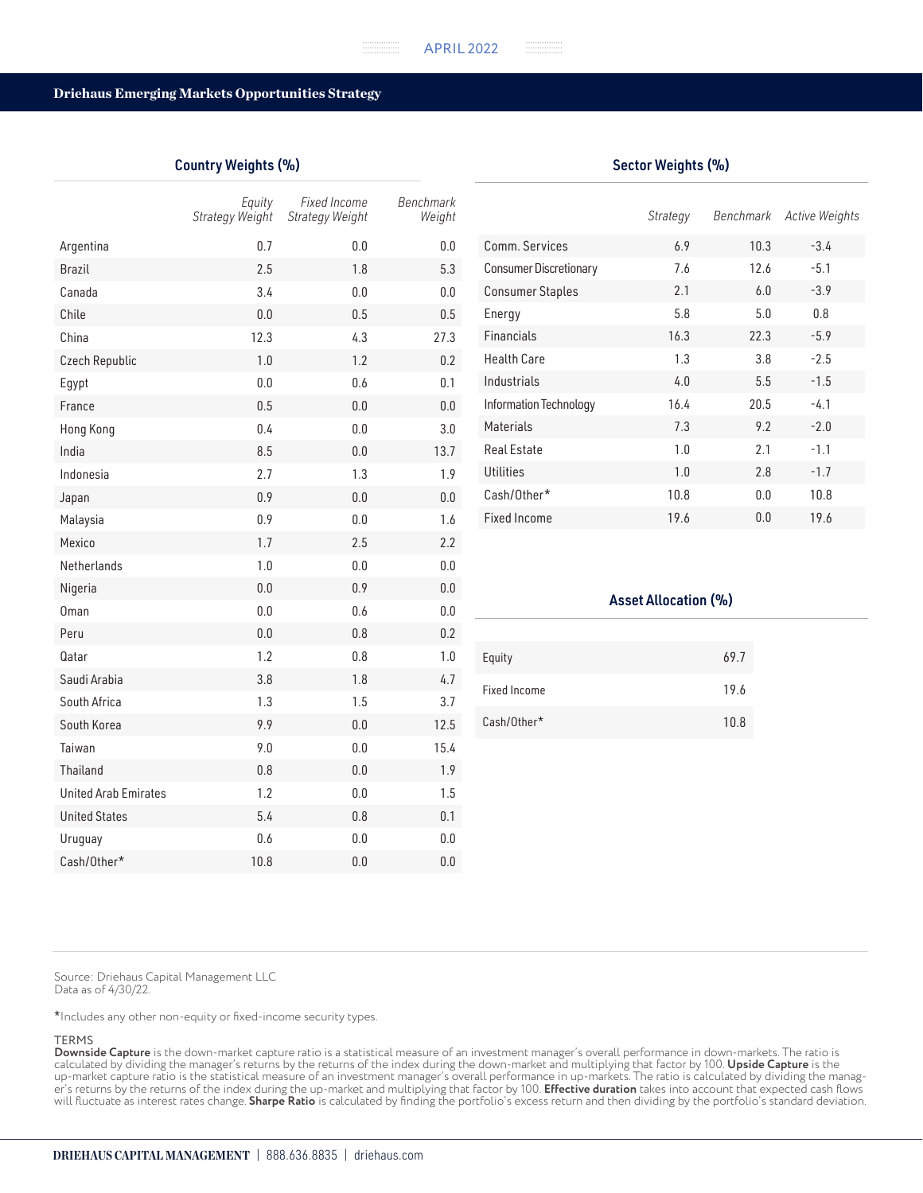## Driehaus Emerging Markets Opportunities Strategy

### Country Weights (%)

| | Equity Strategy Weight | Fixed Income Strategy Weight | Benchmark Weight |
|---|---|---|---|
| Argentina | 0.7 | 0.0 | 0.0 |
| Brazil | 2.5 | 1.8 | 5.3 |
| Canada | 3.4 | 0.0 | 0.0 |
| Chile | 0.0 | 0.5 | 0.5 |
| China | 12.3 | 4.3 | 27.3 |
| Czech Republic | 1.0 | 1.2 | 0.2 |
| Egypt | 0.0 | 0.6 | 0.1 |
| France | 0.5 | 0.0 | 0.0 |
| Hong Kong | 0.4 | 0.0 | 3.0 |
| India | 8.5 | 0.0 | 13.7 |
| Indonesia | 2.7 | 1.3 | 1.9 |
| Japan | 0.9 | 0.0 | 0.0 |
| Malaysia | 0.9 | 0.0 | 1.6 |
| Mexico | 1.7 | 2.5 | 2.2 |
| Netherlands | 1.0 | 0.0 | 0.0 |
| Nigeria | 0.0 | 0.9 | 0.0 |
| Oman | 0.0 | 0.6 | 0.0 |
| Peru | 0.0 | 0.8 | 0.2 |
| Qatar | 1.2 | 0.8 | 1.0 |
| Saudi Arabia | 3.8 | 1.8 | 4.7 |
| South Africa | 1.3 | 1.5 | 3.7 |
| South Korea | 9.9 | 0.0 | 12.5 |
| Taiwan | 9.0 | 0.0 | 15.4 |
| Thailand | 0.8 | 0.0 | 1.9 |
| United Arab Emirates | 1.2 | 0.0 | 1.5 |
| United States | 5.4 | 0.8 | 0.1 |
| Uruguay | 0.6 | 0.0 | 0.0 |
| Cash/Other* | 10.8 | 0.0 | 0.0 |

### Sector Weights (%)

| | Strategy | Benchmark | Active Weights |
|---|---|---|---|
| Comm. Services | 6.9 | 10.3 | -3.4 |
| Consumer Discretionary | 7.6 | 12.6 | -5.1 |
| Consumer Staples | 2.1 | 6.0 | -3.9 |
| Energy | 5.8 | 5.0 | 0.8 |
| Financials | 16.3 | 22.3 | -5.9 |
| Health Care | 1.3 | 3.8 | -2.5 |
| Industrials | 4.0 | 5.5 | -1.5 |
| Information Technology | 16.4 | 20.5 | -4.1 |
| Materials | 7.3 | 9.2 | -2.0 |
| Real Estate | 1.0 | 2.1 | -1.1 |
| Utilities | 1.0 | 2.8 | -1.7 |
| Cash/Other* | 10.8 | 0.0 | 10.8 |
| Fixed Income | 19.6 | 0.0 | 19.6 |

### Asset Allocation (%)

| | |
|---|---|
| Equity | 69.7 |
| Fixed Income | 19.6 |
| Cash/Other* | 10.8 |

Source: Driehaus Capital Management LLC
Data as of 4/30/22.

*Includes any other non-equity or fixed-income security types.

TERMS
**Downside Capture** is the down-market capture ratio is a statistical measure of an investment manager's overall performance in down-markets. The ratio is calculated by dividing the manager's returns by the returns of the index during the down-market and multiplying that factor by 100. **Upside Capture** is the up-market capture ratio is the statistical measure of an investment manager's overall performance in up-markets. The ratio is calculated by dividing the manager's returns by the returns of the index during the up-market and multiplying that factor by 100. **Effective duration** takes into account that expected cash flows will fluctuate as interest rates change. **Sharpe Ratio** is calculated by finding the portfolio's excess return and then dividing by the portfolio's standard deviation.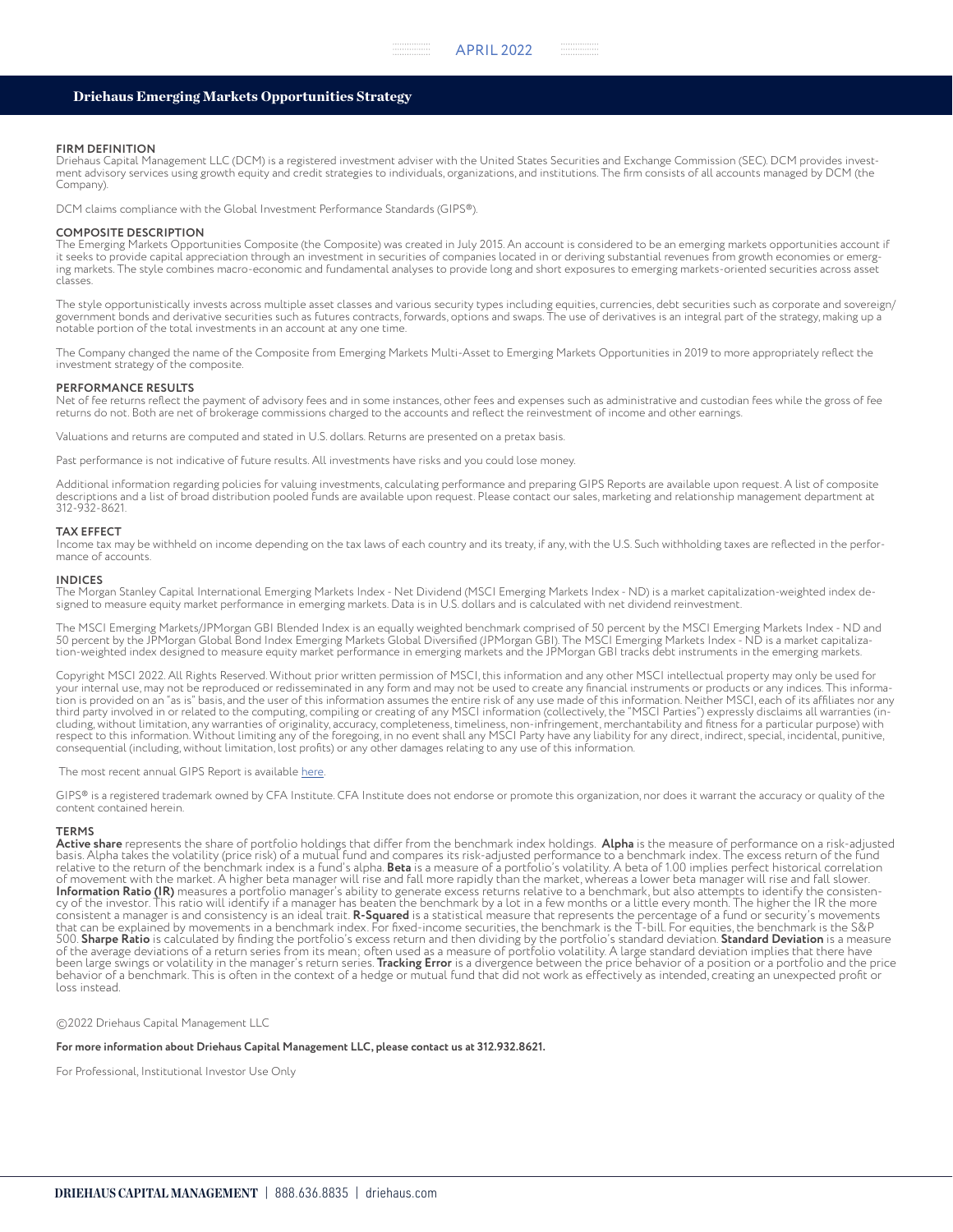## Driehaus Emerging Markets Opportunities Strategy

### FIRM DEFINITION

Driehaus Capital Management LLC (DCM) is a registered investment adviser with the United States Securities and Exchange Commission (SEC). DCM provides investment advisory services using growth equity and credit strategies to individuals, organizations, and institutions. The firm consists of all accounts managed by DCM (the Company).

DCM claims compliance with the Global Investment Performance Standards (GIPS®).

### COMPOSITE DESCRIPTION

The Emerging Markets Opportunities Composite (the Composite) was created in July 2015. An account is considered to be an emerging markets opportunities account if it seeks to provide capital appreciation through an investment in securities of companies located in or deriving substantial revenues from growth economies or emerging markets. The style combines macro-economic and fundamental analyses to provide long and short exposures to emerging markets-oriented securities across asset classes.

The style opportunistically invests across multiple asset classes and various security types including equities, currencies, debt securities such as corporate and sovereign/government bonds and derivative securities such as futures contracts, forwards, options and swaps. The use of derivatives is an integral part of the strategy, making up a notable portion of the total investments in an account at any one time.

The Company changed the name of the Composite from Emerging Markets Multi-Asset to Emerging Markets Opportunities in 2019 to more appropriately reflect the investment strategy of the composite.

### PERFORMANCE RESULTS

Net of fee returns reflect the payment of advisory fees and in some instances, other fees and expenses such as administrative and custodian fees while the gross of fee returns do not. Both are net of brokerage commissions charged to the accounts and reflect the reinvestment of income and other earnings.

Valuations and returns are computed and stated in U.S. dollars. Returns are presented on a pretax basis.

Past performance is not indicative of future results. All investments have risks and you could lose money.

Additional information regarding policies for valuing investments, calculating performance and preparing GIPS Reports are available upon request. A list of composite descriptions and a list of broad distribution pooled funds are available upon request. Please contact our sales, marketing and relationship management department at 312-932-8621.

### TAX EFFECT

Income tax may be withheld on income depending on the tax laws of each country and its treaty, if any, with the U.S. Such withholding taxes are reflected in the performance of accounts.

### INDICES

The Morgan Stanley Capital International Emerging Markets Index - Net Dividend (MSCI Emerging Markets Index - ND) is a market capitalization-weighted index designed to measure equity market performance in emerging markets. Data is in U.S. dollars and is calculated with net dividend reinvestment.

The MSCI Emerging Markets/JPMorgan GBI Blended Index is an equally weighted benchmark comprised of 50 percent by the MSCI Emerging Markets Index - ND and 50 percent by the JPMorgan Global Bond Index Emerging Markets Global Diversified (JPMorgan GBI). The MSCI Emerging Markets Index - ND is a market capitalization-weighted index designed to measure equity market performance in emerging markets and the JPMorgan GBI tracks debt instruments in the emerging markets.

Copyright MSCI 2022. All Rights Reserved. Without prior written permission of MSCI, this information and any other MSCI intellectual property may only be used for your internal use, may not be reproduced or redisseminated in any form and may not be used to create any financial instruments or products or any indices. This information is provided on an "as is" basis, and the user of this information assumes the entire risk of any use made of this information. Neither MSCI, each of its affiliates nor any third party involved in or related to the computing, compiling or creating of any MSCI information (collectively, the "MSCI Parties") expressly disclaims all warranties (including, without limitation, any warranties of originality, accuracy, completeness, timeliness, non-infringement, merchantability and fitness for a particular purpose) with respect to this information. Without limiting any of the foregoing, in no event shall any MSCI Party have any liability for any direct, indirect, special, incidental, punitive, consequential (including, without limitation, lost profits) or any other damages relating to any use of this information.

The most recent annual GIPS Report is available here.

GIPS® is a registered trademark owned by CFA Institute. CFA Institute does not endorse or promote this organization, nor does it warrant the accuracy or quality of the content contained herein.

### TERMS

**Active share** represents the share of portfolio holdings that differ from the benchmark index holdings. **Alpha** is the measure of performance on a risk-adjusted basis. Alpha takes the volatility (price risk) of a mutual fund and compares its risk-adjusted performance to a benchmark index. The excess return of the fund relative to the return of the benchmark index is a fund's alpha. **Beta** is a measure of a portfolio's volatility. A beta of 1.00 implies perfect historical correlation of movement with the market. A higher beta manager will rise and fall more rapidly than the market, whereas a lower beta manager will rise and fall slower. **Information Ratio (IR)** measures a portfolio manager's ability to generate excess returns relative to a benchmark, but also attempts to identify the consistency of the investor. This ratio will identify if a manager has beaten the benchmark by a lot in a few months or a little every month. The higher the IR the more consistent a manager is and consistency is an ideal trait. **R-Squared** is a statistical measure that represents the percentage of a fund or security's movements that can be explained by movements in a benchmark index. For fixed-income securities, the benchmark is the T-bill. For equities, the benchmark is the S&P 500. **Sharpe Ratio** is calculated by finding the portfolio's excess return and then dividing by the portfolio's standard deviation. **Standard Deviation** is a measure of the average deviations of a return series from its mean; often used as a measure of portfolio volatility. A large standard deviation implies that there have been large swings or volatility in the manager's return series. **Tracking Error** is a divergence between the price behavior of a position or a portfolio and the price behavior of a benchmark. This is often in the context of a hedge or mutual fund that did not work as effectively as intended, creating an unexpected profit or loss instead.

©2022 Driehaus Capital Management LLC

**For more information about Driehaus Capital Management LLC, please contact us at 312.932.8621.**

For Professional, Institutional Investor Use Only